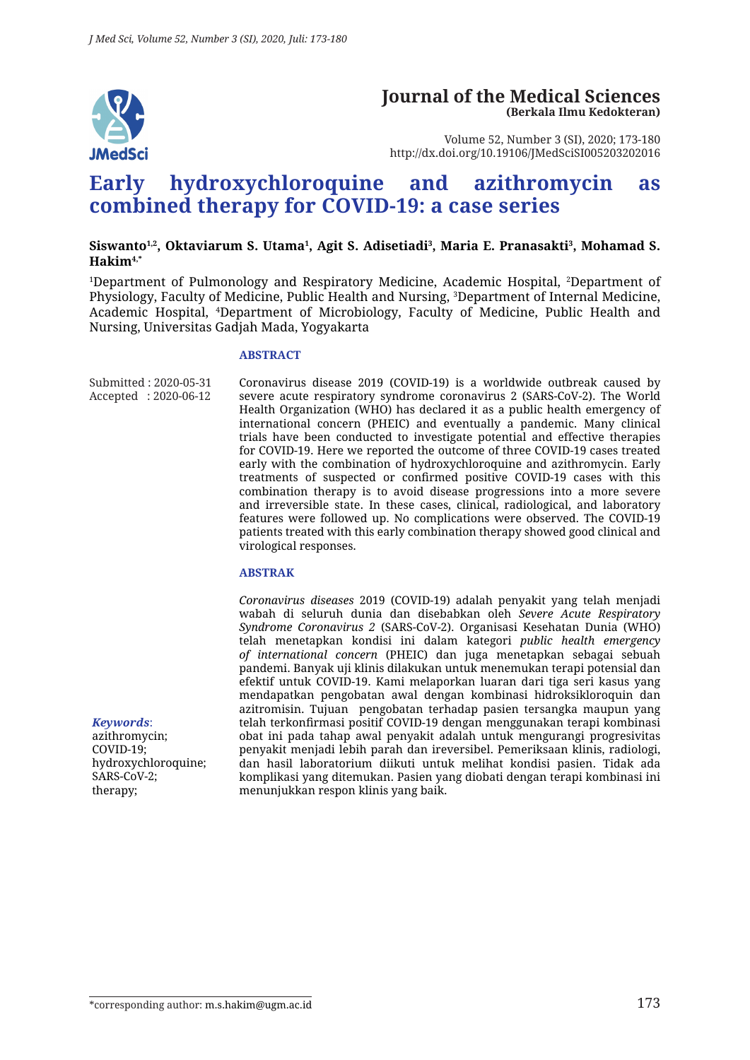# Journal of the Medical Sciences

**(Berkala Ilmu Kedokteran)**

Volume 52, Number 3 (SI), 2020; 173-180
http://dx.doi.org/10.19106/JMedSciSI005203202016

# Early hydroxychloroquine and azithromycin as combined therapy for COVID-19: a case series

**Siswanto[1,2], Oktaviarum S. Utama[1], Agit S. Adisetiadi[3], Maria E. Pranasakti[3], Mohamad S. Hakim[4,*]**

[1]Department of Pulmonology and Respiratory Medicine, Academic Hospital, [2]Department of Physiology, Faculty of Medicine, Public Health and Nursing, [3]Department of Internal Medicine, Academic Hospital, [4]Department of Microbiology, Faculty of Medicine, Public Health and Nursing, Universitas Gadjah Mada, Yogyakarta

Submitted : 2020-05-31
Accepted : 2020-06-12

## ABSTRACT

Coronavirus disease 2019 (COVID-19) is a worldwide outbreak caused by severe acute respiratory syndrome coronavirus 2 (SARS-CoV-2). The World Health Organization (WHO) has declared it as a public health emergency of international concern (PHEIC) and eventually a pandemic. Many clinical trials have been conducted to investigate potential and effective therapies for COVID-19. Here we reported the outcome of three COVID-19 cases treated early with the combination of hydroxychloroquine and azithromycin. Early treatments of suspected or confirmed positive COVID-19 cases with this combination therapy is to avoid disease progressions into a more severe and irreversible state. In these cases, clinical, radiological, and laboratory features were followed up. No complications were observed. The COVID-19 patients treated with this early combination therapy showed good clinical and virological responses.

## ABSTRAK

*Coronavirus diseases* 2019 (COVID-19) adalah penyakit yang telah menjadi wabah di seluruh dunia dan disebabkan oleh *Severe Acute Respiratory Syndrome Coronavirus 2* (SARS-CoV-2). Organisasi Kesehatan Dunia (WHO) telah menetapkan kondisi ini dalam kategori *public health emergency of international concern* (PHEIC) dan juga menetapkan sebagai sebuah pandemi. Banyak uji klinis dilakukan untuk menemukan terapi potensial dan efektif untuk COVID-19. Kami melaporkan luaran dari tiga seri kasus yang mendapatkan pengobatan awal dengan kombinasi hidroksikloroquin dan azitromisin. Tujuan pengobatan terhadap pasien tersangka maupun yang telah terkonfirmasi positif COVID-19 dengan menggunakan terapi kombinasi obat ini pada tahap awal penyakit adalah untuk mengurangi progresivitas penyakit menjadi lebih parah dan ireversibel. Pemeriksaan klinis, radiologi, dan hasil laboratorium diikuti untuk melihat kondisi pasien. Tidak ada komplikasi yang ditemukan. Pasien yang diobati dengan terapi kombinasi ini menunjukkan respon klinis yang baik.

***Keywords***:
azithromycin;
COVID-19;
hydroxychloroquine;
SARS-CoV-2;
therapy;

*corresponding author: m.s.hakim@ugm.ac.id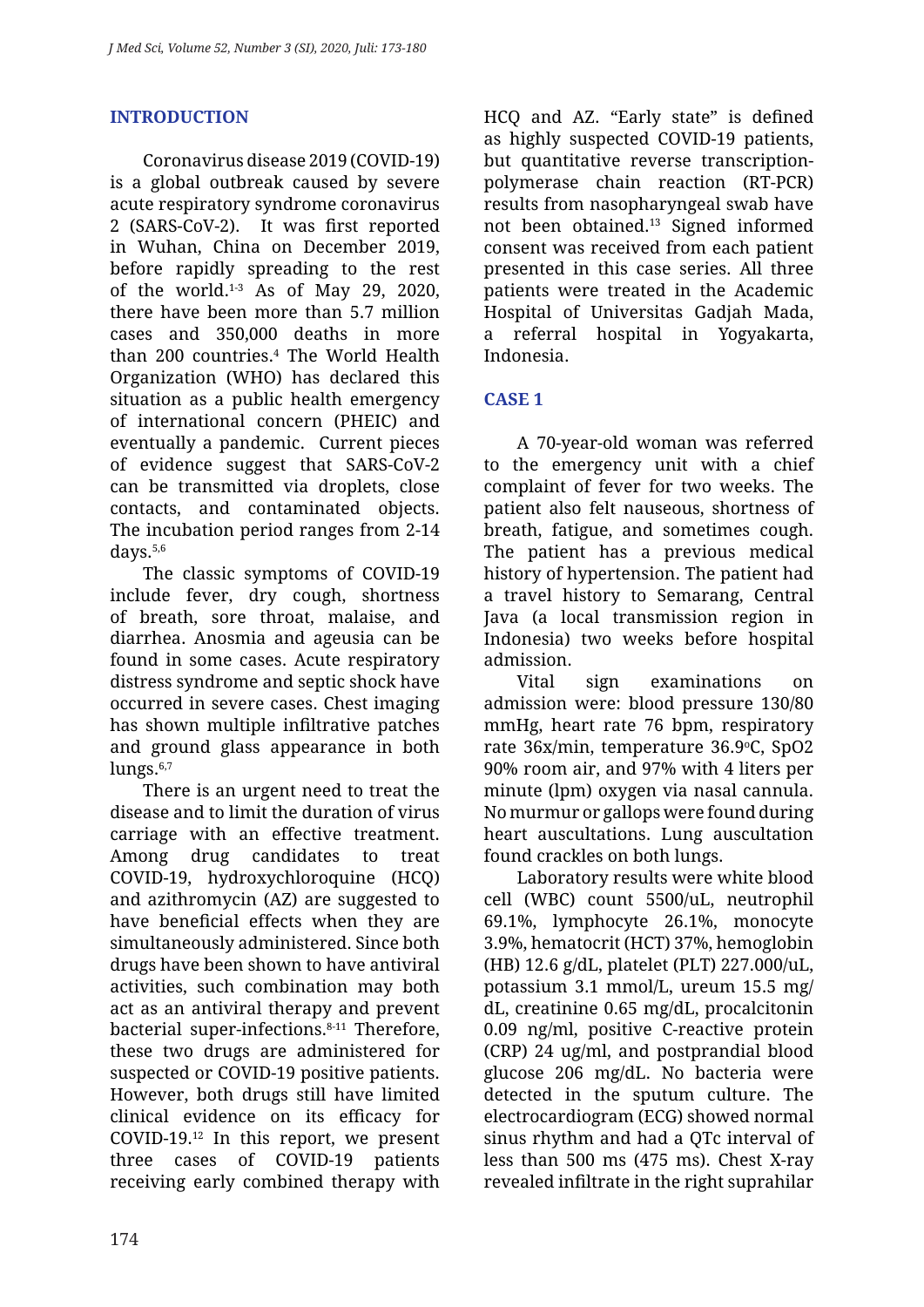## INTRODUCTION

Coronavirus disease 2019 (COVID-19) is a global outbreak caused by severe acute respiratory syndrome coronavirus 2 (SARS-CoV-2). It was first reported in Wuhan, China on December 2019, before rapidly spreading to the rest of the world.[1-3] As of May 29, 2020, there have been more than 5.7 million cases and 350,000 deaths in more than 200 countries.[4] The World Health Organization (WHO) has declared this situation as a public health emergency of international concern (PHEIC) and eventually a pandemic. Current pieces of evidence suggest that SARS-CoV-2 can be transmitted via droplets, close contacts, and contaminated objects. The incubation period ranges from 2-14 days.[5,6]

The classic symptoms of COVID-19 include fever, dry cough, shortness of breath, sore throat, malaise, and diarrhea. Anosmia and ageusia can be found in some cases. Acute respiratory distress syndrome and septic shock have occurred in severe cases. Chest imaging has shown multiple infiltrative patches and ground glass appearance in both lungs.[6,7]

There is an urgent need to treat the disease and to limit the duration of virus carriage with an effective treatment. Among drug candidates to treat COVID-19, hydroxychloroquine (HCQ) and azithromycin (AZ) are suggested to have beneficial effects when they are simultaneously administered. Since both drugs have been shown to have antiviral activities, such combination may both act as an antiviral therapy and prevent bacterial super-infections.[8-11] Therefore, these two drugs are administered for suspected or COVID-19 positive patients. However, both drugs still have limited clinical evidence on its efficacy for COVID-19.[12] In this report, we present three cases of COVID-19 patients receiving early combined therapy with HCQ and AZ. "Early state" is defined as highly suspected COVID-19 patients, but quantitative reverse transcription-polymerase chain reaction (RT-PCR) results from nasopharyngeal swab have not been obtained.[13] Signed informed consent was received from each patient presented in this case series. All three patients were treated in the Academic Hospital of Universitas Gadjah Mada, a referral hospital in Yogyakarta, Indonesia.

## CASE 1

A 70-year-old woman was referred to the emergency unit with a chief complaint of fever for two weeks. The patient also felt nauseous, shortness of breath, fatigue, and sometimes cough. The patient has a previous medical history of hypertension. The patient had a travel history to Semarang, Central Java (a local transmission region in Indonesia) two weeks before hospital admission.

Vital sign examinations on admission were: blood pressure 130/80 mmHg, heart rate 76 bpm, respiratory rate 36x/min, temperature 36.9$^{o}$C, $SpO_2$ 90% room air, and 97% with 4 liters per minute (lpm) oxygen via nasal cannula. No murmur or gallops were found during heart auscultations. Lung auscultation found crackles on both lungs.

Laboratory results were white blood cell (WBC) count 5500/uL, neutrophil 69.1%, lymphocyte 26.1%, monocyte 3.9%, hematocrit (HCT) 37%, hemoglobin (HB) 12.6 g/dL, platelet (PLT) 227.000/uL, potassium 3.1 mmol/L, ureum 15.5 mg/dL, creatinine 0.65 mg/dL, procalcitonin 0.09 ng/ml, positive C-reactive protein (CRP) 24 ug/ml, and postprandial blood glucose 206 mg/dL. No bacteria were detected in the sputum culture. The electrocardiogram (ECG) showed normal sinus rhythm and had a QTc interval of less than 500 ms (475 ms). Chest X-ray revealed infiltrate in the right suprahilar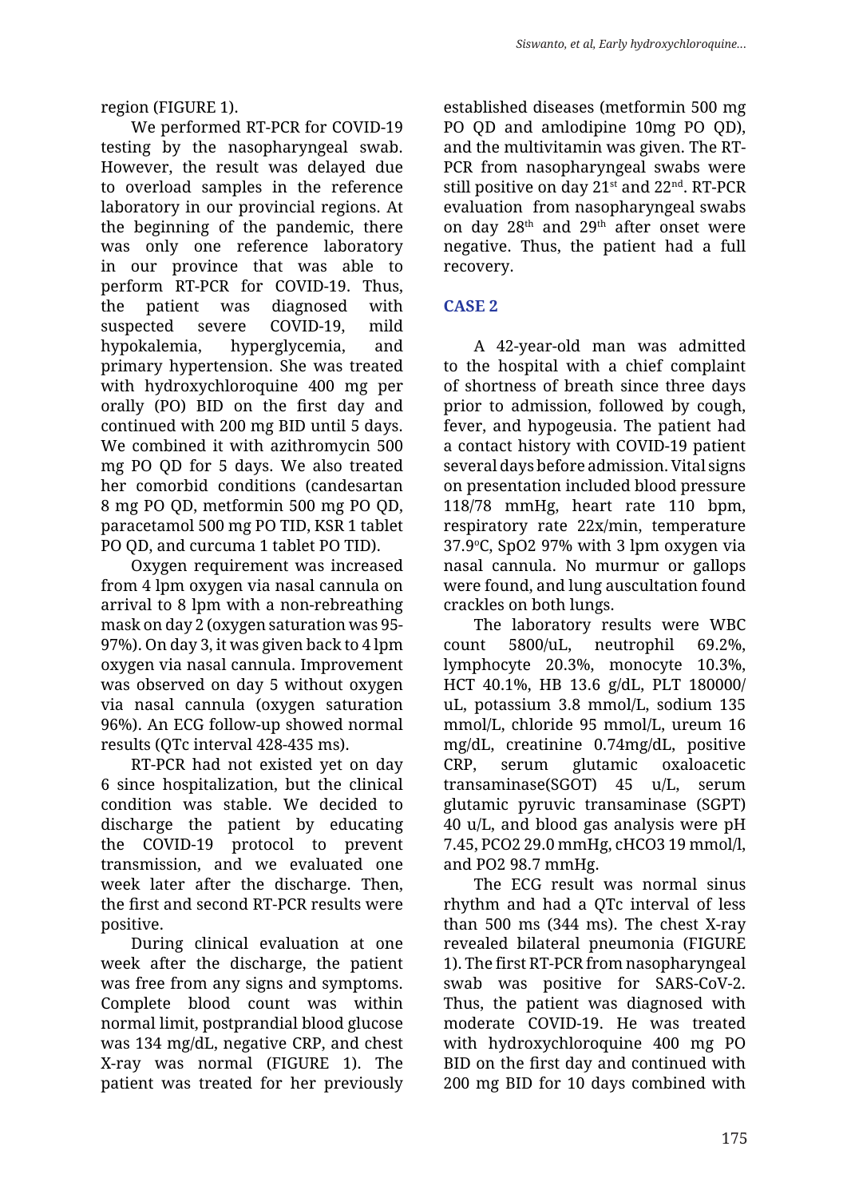region (FIGURE 1).

We performed RT-PCR for COVID-19 testing by the nasopharyngeal swab. However, the result was delayed due to overload samples in the reference laboratory in our provincial regions. At the beginning of the pandemic, there was only one reference laboratory in our province that was able to perform RT-PCR for COVID-19. Thus, the patient was diagnosed with suspected severe COVID-19, mild hypokalemia, hyperglycemia, and primary hypertension. She was treated with hydroxychloroquine 400 mg per orally (PO) BID on the first day and continued with 200 mg BID until 5 days. We combined it with azithromycin 500 mg PO QD for 5 days. We also treated her comorbid conditions (candesartan 8 mg PO QD, metformin 500 mg PO QD, paracetamol 500 mg PO TID, KSR 1 tablet PO QD, and curcuma 1 tablet PO TID).

Oxygen requirement was increased from 4 lpm oxygen via nasal cannula on arrival to 8 lpm with a non-rebreathing mask on day 2 (oxygen saturation was 95-97%). On day 3, it was given back to 4 lpm oxygen via nasal cannula. Improvement was observed on day 5 without oxygen via nasal cannula (oxygen saturation 96%). An ECG follow-up showed normal results (QTc interval 428-435 ms).

RT-PCR had not existed yet on day 6 since hospitalization, but the clinical condition was stable. We decided to discharge the patient by educating the COVID-19 protocol to prevent transmission, and we evaluated one week later after the discharge. Then, the first and second RT-PCR results were positive.

During clinical evaluation at one week after the discharge, the patient was free from any signs and symptoms. Complete blood count was within normal limit, postprandial blood glucose was 134 mg/dL, negative CRP, and chest X-ray was normal (FIGURE 1). The patient was treated for her previously established diseases (metformin 500 mg PO QD and amlodipine 10mg PO QD), and the multivitamin was given. The RT-PCR from nasopharyngeal swabs were still positive on day 21$^{st}$ and 22$^{nd}$. RT-PCR evaluation from nasopharyngeal swabs on day 28$^{th}$ and 29$^{th}$ after onset were negative. Thus, the patient had a full recovery.

## CASE 2

A 42-year-old man was admitted to the hospital with a chief complaint of shortness of breath since three days prior to admission, followed by cough, fever, and hypogeusia. The patient had a contact history with COVID-19 patient several days before admission. Vital signs on presentation included blood pressure 118/78 mmHg, heart rate 110 bpm, respiratory rate 22x/min, temperature 37.9$^{o}$C, SpO2 97% with 3 lpm oxygen via nasal cannula. No murmur or gallops were found, and lung auscultation found crackles on both lungs.

The laboratory results were WBC count 5800/uL, neutrophil 69.2%, lymphocyte 20.3%, monocyte 10.3%, HCT 40.1%, HB 13.6 g/dL, PLT 180000/uL, potassium 3.8 mmol/L, sodium 135 mmol/L, chloride 95 mmol/L, ureum 16 mg/dL, creatinine 0.74mg/dL, positive CRP, serum glutamic oxaloacetic transaminase(SGOT) 45 u/L, serum glutamic pyruvic transaminase (SGPT) 40 u/L, and blood gas analysis were pH 7.45, PCO2 29.0 mmHg, cHCO3 19 mmol/l, and PO2 98.7 mmHg.

The ECG result was normal sinus rhythm and had a QTc interval of less than 500 ms (344 ms). The chest X-ray revealed bilateral pneumonia (FIGURE 1). The first RT-PCR from nasopharyngeal swab was positive for SARS-CoV-2. Thus, the patient was diagnosed with moderate COVID-19. He was treated with hydroxychloroquine 400 mg PO BID on the first day and continued with 200 mg BID for 10 days combined with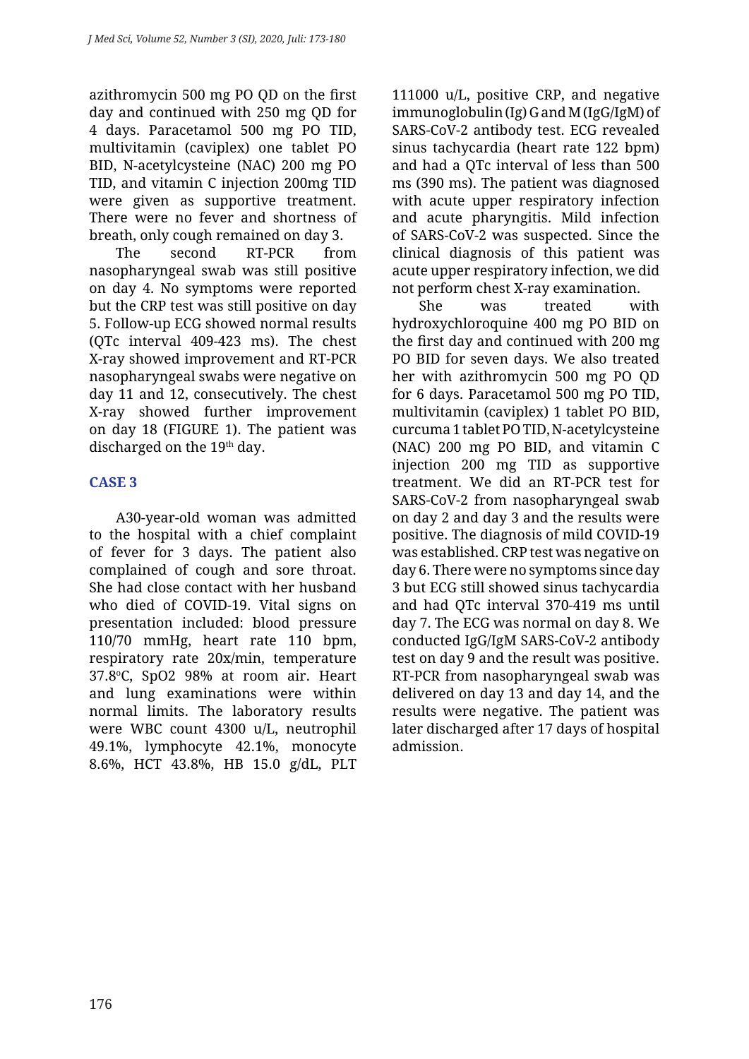azithromycin 500 mg PO QD on the first day and continued with 250 mg QD for 4 days. Paracetamol 500 mg PO TID, multivitamin (caviplex) one tablet PO BID, N-acetylcysteine (NAC) 200 mg PO TID, and vitamin C injection 200mg TID were given as supportive treatment. There were no fever and shortness of breath, only cough remained on day 3.

The second RT-PCR from nasopharyngeal swab was still positive on day 4. No symptoms were reported but the CRP test was still positive on day 5. Follow-up ECG showed normal results (QTc interval 409-423 ms). The chest X-ray showed improvement and RT-PCR nasopharyngeal swabs were negative on day 11 and 12, consecutively. The chest X-ray showed further improvement on day 18 (FIGURE 1). The patient was discharged on the 19th day.

## CASE 3

A30-year-old woman was admitted to the hospital with a chief complaint of fever for 3 days. The patient also complained of cough and sore throat. She had close contact with her husband who died of COVID-19. Vital signs on presentation included: blood pressure 110/70 mmHg, heart rate 110 bpm, respiratory rate 20x/min, temperature 37.8°C, SpO2 98% at room air. Heart and lung examinations were within normal limits. The laboratory results were WBC count 4300 u/L, neutrophil 49.1%, lymphocyte 42.1%, monocyte 8.6%, HCT 43.8%, HB 15.0 g/dL, PLT 111000 u/L, positive CRP, and negative immunoglobulin (Ig) G and M (IgG/IgM) of SARS-CoV-2 antibody test. ECG revealed sinus tachycardia (heart rate 122 bpm) and had a QTc interval of less than 500 ms (390 ms). The patient was diagnosed with acute upper respiratory infection and acute pharyngitis. Mild infection of SARS-CoV-2 was suspected. Since the clinical diagnosis of this patient was acute upper respiratory infection, we did not perform chest X-ray examination.

She was treated with hydroxychloroquine 400 mg PO BID on the first day and continued with 200 mg PO BID for seven days. We also treated her with azithromycin 500 mg PO QD for 6 days. Paracetamol 500 mg PO TID, multivitamin (caviplex) 1 tablet PO BID, curcuma 1 tablet PO TID, N-acetylcysteine (NAC) 200 mg PO BID, and vitamin C injection 200 mg TID as supportive treatment. We did an RT-PCR test for SARS-CoV-2 from nasopharyngeal swab on day 2 and day 3 and the results were positive. The diagnosis of mild COVID-19 was established. CRP test was negative on day 6. There were no symptoms since day 3 but ECG still showed sinus tachycardia and had QTc interval 370-419 ms until day 7. The ECG was normal on day 8. We conducted IgG/IgM SARS-CoV-2 antibody test on day 9 and the result was positive. RT-PCR from nasopharyngeal swab was delivered on day 13 and day 14, and the results were negative. The patient was later discharged after 17 days of hospital admission.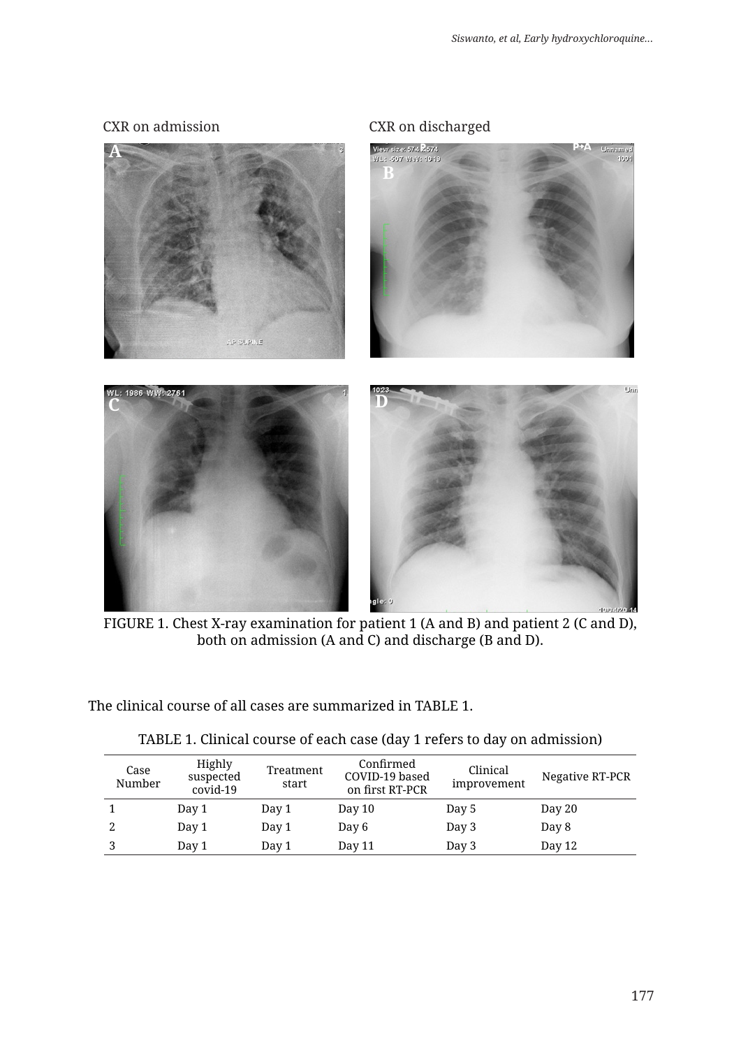CXR on admission CXR on discharged

FIGURE 1. Chest X-ray examination for patient 1 (A and B) and patient 2 (C and D), both on admission (A and C) and discharge (B and D).

The clinical course of all cases are summarized in TABLE 1.

TABLE 1. Clinical course of each case (day 1 refers to day on admission)

| Case Number | Highly suspected covid-19 | Treatment start | Confirmed COVID-19 based on first RT-PCR | Clinical improvement | Negative RT-PCR |
|---|---|---|---|---|---|
| 1 | Day 1 | Day 1 | Day 10 | Day 5 | Day 20 |
| 2 | Day 1 | Day 1 | Day 6 | Day 3 | Day 8 |
| 3 | Day 1 | Day 1 | Day 11 | Day 3 | Day 12 |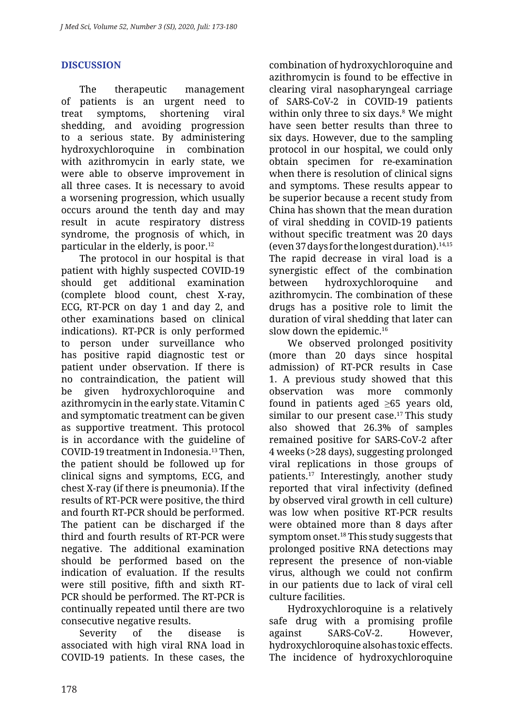## DISCUSSION

The therapeutic management of patients is an urgent need to treat symptoms, shortening viral shedding, and avoiding progression to a serious state. By administering hydroxychloroquine in combination with azithromycin in early state, we were able to observe improvement in all three cases. It is necessary to avoid a worsening progression, which usually occurs around the tenth day and may result in acute respiratory distress syndrome, the prognosis of which, in particular in the elderly, is poor.[12]

The protocol in our hospital is that patient with highly suspected COVID-19 should get additional examination (complete blood count, chest X-ray, ECG, RT-PCR on day 1 and day 2, and other examinations based on clinical indications). RT-PCR is only performed to person under surveillance who has positive rapid diagnostic test or patient under observation. If there is no contraindication, the patient will be given hydroxychloroquine and azithromycin in the early state. Vitamin C and symptomatic treatment can be given as supportive treatment. This protocol is in accordance with the guideline of COVID-19 treatment in Indonesia.[13] Then, the patient should be followed up for clinical signs and symptoms, ECG, and chest X-ray (if there is pneumonia). If the results of RT-PCR were positive, the third and fourth RT-PCR should be performed. The patient can be discharged if the third and fourth results of RT-PCR were negative. The additional examination should be performed based on the indication of evaluation. If the results were still positive, fifth and sixth RT-PCR should be performed. The RT-PCR is continually repeated until there are two consecutive negative results.

Severity of the disease is associated with high viral RNA load in COVID-19 patients. In these cases, the combination of hydroxychloroquine and azithromycin is found to be effective in clearing viral nasopharyngeal carriage of SARS-CoV-2 in COVID-19 patients within only three to six days.[8] We might have seen better results than three to six days. However, due to the sampling protocol in our hospital, we could only obtain specimen for re-examination when there is resolution of clinical signs and symptoms. These results appear to be superior because a recent study from China has shown that the mean duration of viral shedding in COVID-19 patients without specific treatment was 20 days (even 37 days for the longest duration).[14,15] The rapid decrease in viral load is a synergistic effect of the combination between hydroxychloroquine and azithromycin. The combination of these drugs has a positive role to limit the duration of viral shedding that later can slow down the epidemic.[16]

We observed prolonged positivity (more than 20 days since hospital admission) of RT-PCR results in Case 1. A previous study showed that this observation was more commonly found in patients aged $\geq$65 years old, similar to our present case.[17] This study also showed that 26.3% of samples remained positive for SARS-CoV-2 after 4 weeks (>28 days), suggesting prolonged viral replications in those groups of patients.[17] Interestingly, another study reported that viral infectivity (defined by observed viral growth in cell culture) was low when positive RT-PCR results were obtained more than 8 days after symptom onset.[18] This study suggests that prolonged positive RNA detections may represent the presence of non-viable virus, although we could not confirm in our patients due to lack of viral cell culture facilities.

Hydroxychloroquine is a relatively safe drug with a promising profile against SARS-CoV-2. However, hydroxychloroquine also has toxic effects. The incidence of hydroxychloroquine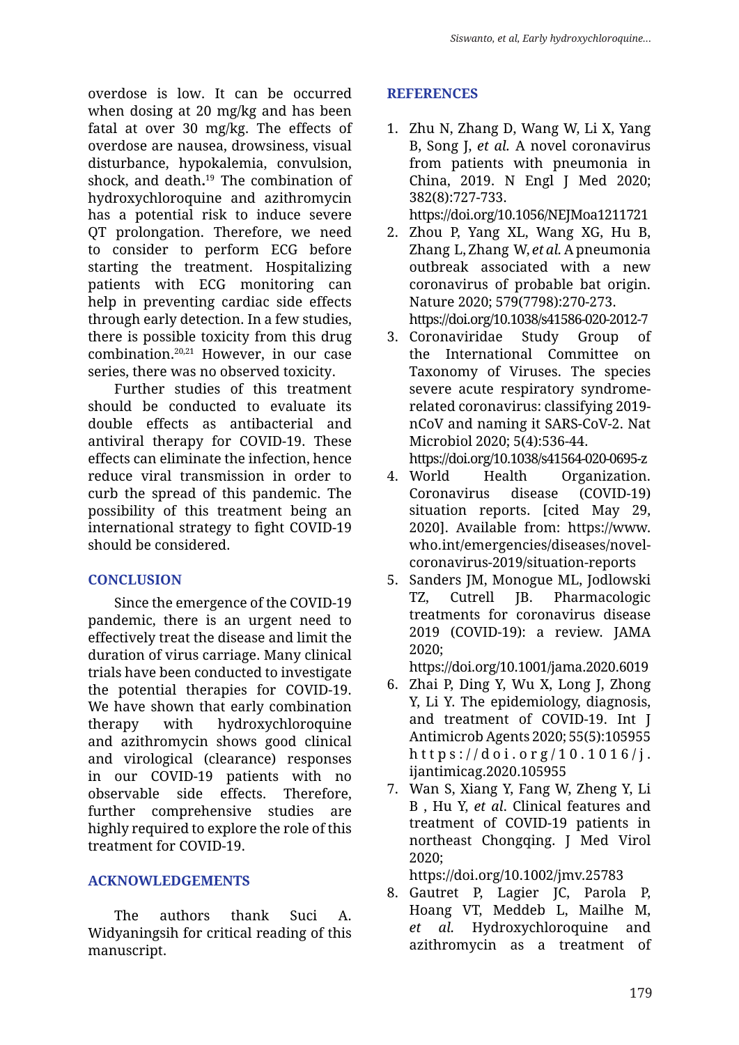overdose is low. It can be occurred when dosing at 20 mg/kg and has been fatal at over 30 mg/kg. The effects of overdose are nausea, drowsiness, visual disturbance, hypokalemia, convulsion, shock, and death.[19] The combination of hydroxychloroquine and azithromycin has a potential risk to induce severe QT prolongation. Therefore, we need to consider to perform ECG before starting the treatment. Hospitalizing patients with ECG monitoring can help in preventing cardiac side effects through early detection. In a few studies, there is possible toxicity from this drug combination.[20,21] However, in our case series, there was no observed toxicity.

Further studies of this treatment should be conducted to evaluate its double effects as antibacterial and antiviral therapy for COVID-19. These effects can eliminate the infection, hence reduce viral transmission in order to curb the spread of this pandemic. The possibility of this treatment being an international strategy to fight COVID-19 should be considered.

## CONCLUSION

Since the emergence of the COVID-19 pandemic, there is an urgent need to effectively treat the disease and limit the duration of virus carriage. Many clinical trials have been conducted to investigate the potential therapies for COVID-19. We have shown that early combination therapy with hydroxychloroquine and azithromycin shows good clinical and virological (clearance) responses in our COVID-19 patients with no observable side effects. Therefore, further comprehensive studies are highly required to explore the role of this treatment for COVID-19.

## ACKNOWLEDGEMENTS

The authors thank Suci A. Widyaningsih for critical reading of this manuscript.

## REFERENCES

1. Zhu N, Zhang D, Wang W, Li X, Yang B, Song J, *et al.* A novel coronavirus from patients with pneumonia in China, 2019. N Engl J Med 2020; 382(8):727-733. https://doi.org/10.1056/NEJMoa1211721
2. Zhou P, Yang XL, Wang XG, Hu B, Zhang L, Zhang W, *et al.* A pneumonia outbreak associated with a new coronavirus of probable bat origin. Nature 2020; 579(7798):270-273. https://doi.org/10.1038/s41586-020-2012-7
3. Coronaviridae Study Group of the International Committee on Taxonomy of Viruses. The species severe acute respiratory syndrome-related coronavirus: classifying 2019-nCoV and naming it SARS-CoV-2. Nat Microbiol 2020; 5(4):536-44. https://doi.org/10.1038/s41564-020-0695-z
4. World Health Organization. Coronavirus disease (COVID-19) situation reports. [cited May 29, 2020]. Available from: https://www.who.int/emergencies/diseases/novel-coronavirus-2019/situation-reports
5. Sanders JM, Monogue ML, Jodlowski TZ, Cutrell JB. Pharmacologic treatments for coronavirus disease 2019 (COVID-19): a review. JAMA 2020; https://doi.org/10.1001/jama.2020.6019
6. Zhai P, Ding Y, Wu X, Long J, Zhong Y, Li Y. The epidemiology, diagnosis, and treatment of COVID-19. Int J Antimicrob Agents 2020; 55(5):105955 https://doi.org/10.1016/j.ijantimicag.2020.105955
7. Wan S, Xiang Y, Fang W, Zheng Y, Li B , Hu Y, *et al*. Clinical features and treatment of COVID-19 patients in northeast Chongqing. J Med Virol 2020; https://doi.org/10.1002/jmv.25783
8. Gautret P, Lagier JC, Parola P, Hoang VT, Meddeb L, Mailhe M, *et al.* Hydroxychloroquine and azithromycin as a treatment of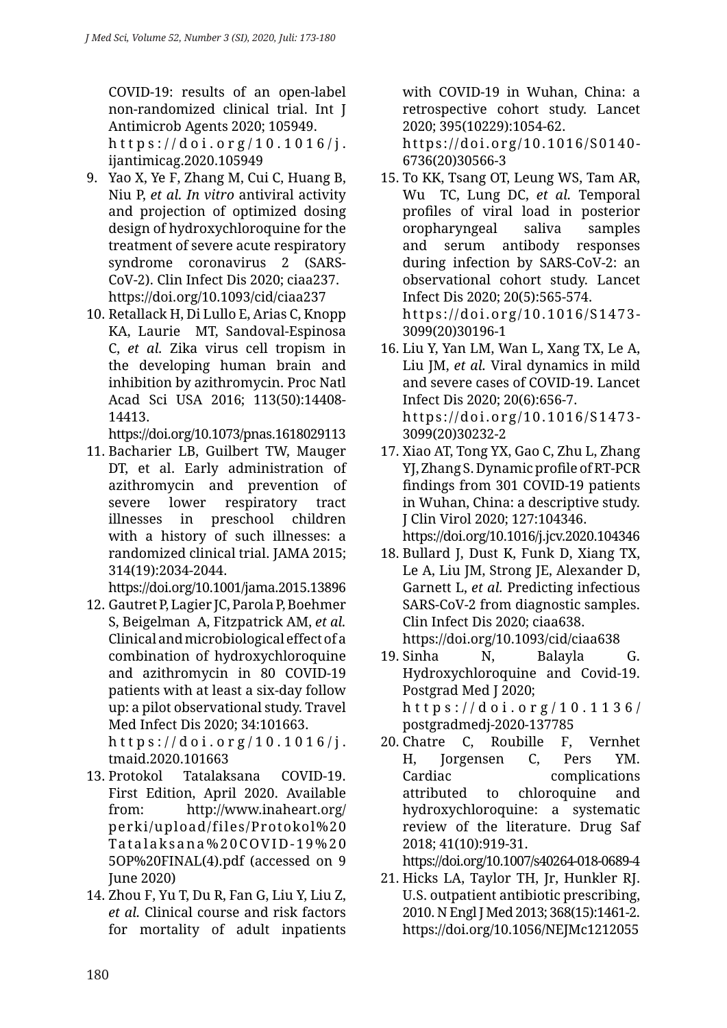COVID-19: results of an open-label non-randomized clinical trial. Int J Antimicrob Agents 2020; 105949. https://doi.org/10.1016/j.ijantimicag.2020.105949

9. Yao X, Ye F, Zhang M, Cui C, Huang B, Niu P, *et al. In vitro* antiviral activity and projection of optimized dosing design of hydroxychloroquine for the treatment of severe acute respiratory syndrome coronavirus 2 (SARS-CoV-2). Clin Infect Dis 2020; ciaa237. https://doi.org/10.1093/cid/ciaa237
10. Retallack H, Di Lullo E, Arias C, Knopp KA, Laurie MT, Sandoval-Espinosa C, *et al.* Zika virus cell tropism in the developing human brain and inhibition by azithromycin. Proc Natl Acad Sci USA 2016; 113(50):14408-14413. https://doi.org/10.1073/pnas.1618029113
11. Bacharier LB, Guilbert TW, Mauger DT, et al. Early administration of azithromycin and prevention of severe lower respiratory tract illnesses in preschool children with a history of such illnesses: a randomized clinical trial. JAMA 2015; 314(19):2034-2044. https://doi.org/10.1001/jama.2015.13896
12. Gautret P, Lagier JC, Parola P, Boehmer S, Beigelman A, Fitzpatrick AM, *et al.* Clinical and microbiological effect of a combination of hydroxychloroquine and azithromycin in 80 COVID-19 patients with at least a six-day follow up: a pilot observational study. Travel Med Infect Dis 2020; 34:101663. https://doi.org/10.1016/j.tmaid.2020.101663
13. Protokol Tatalaksana COVID-19. First Edition, April 2020. Available from: http://www.inaheart.org/perki/upload/files/Protokol%20Tatalaksana%20COVID-19%205OP%20FINAL(4).pdf (accessed on 9 June 2020)
14. Zhou F, Yu T, Du R, Fan G, Liu Y, Liu Z, *et al.* Clinical course and risk factors for mortality of adult inpatients with COVID-19 in Wuhan, China: a retrospective cohort study. Lancet 2020; 395(10229):1054-62. https://doi.org/10.1016/S0140-6736(20)30566-3
15. To KK, Tsang OT, Leung WS, Tam AR, Wu TC, Lung DC, *et al.* Temporal profiles of viral load in posterior oropharyngeal saliva samples and serum antibody responses during infection by SARS-CoV-2: an observational cohort study. Lancet Infect Dis 2020; 20(5):565-574. https://doi.org/10.1016/S1473-3099(20)30196-1
16. Liu Y, Yan LM, Wan L, Xang TX, Le A, Liu JM, *et al.* Viral dynamics in mild and severe cases of COVID-19. Lancet Infect Dis 2020; 20(6):656-7. https://doi.org/10.1016/S1473-3099(20)30232-2
17. Xiao AT, Tong YX, Gao C, Zhu L, Zhang YJ, Zhang S. Dynamic profile of RT-PCR findings from 301 COVID-19 patients in Wuhan, China: a descriptive study. J Clin Virol 2020; 127:104346. https://doi.org/10.1016/j.jcv.2020.104346
18. Bullard J, Dust K, Funk D, Xiang TX, Le A, Liu JM, Strong JE, Alexander D, Garnett L, *et al.* Predicting infectious SARS-CoV-2 from diagnostic samples. Clin Infect Dis 2020; ciaa638. https://doi.org/10.1093/cid/ciaa638
19. Sinha N, Balayla G. Hydroxychloroquine and Covid-19. Postgrad Med J 2020; https://doi.org/10.1136/postgradmedj-2020-137785
20. Chatre C, Roubille F, Vernhet H, Jorgensen C, Pers YM. Cardiac complications attributed to chloroquine and hydroxychloroquine: a systematic review of the literature. Drug Saf 2018; 41(10):919-31. https://doi.org/10.1007/s40264-018-0689-4
21. Hicks LA, Taylor TH, Jr, Hunkler RJ. U.S. outpatient antibiotic prescribing, 2010. N Engl J Med 2013; 368(15):1461-2. https://doi.org/10.1056/NEJMc1212055